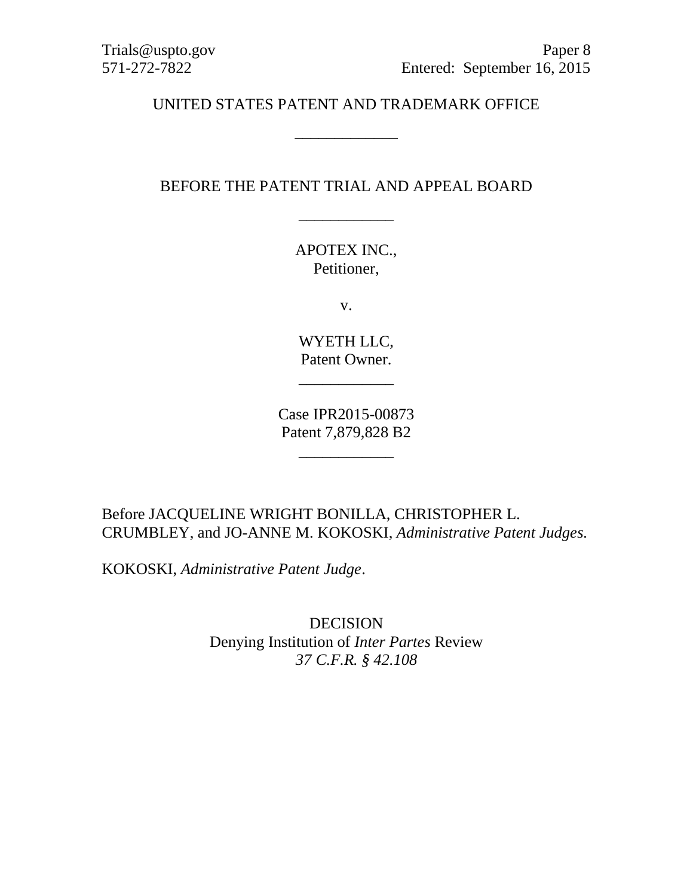Trials@uspto.gov
571-272-7822

Paper 8
Entered: September 16, 2015

UNITED STATES PATENT AND TRADEMARK OFFICE

\_\_\_\_\_\_\_\_\_\_\_\_

BEFORE THE PATENT TRIAL AND APPEAL BOARD

\_\_\_\_\_\_\_\_\_\_\_\_

APOTEX INC.,
Petitioner,

v.

WYETH LLC,
Patent Owner.

\_\_\_\_\_\_\_\_\_\_\_\_

Case IPR2015-00873
Patent 7,879,828 B2

\_\_\_\_\_\_\_\_\_\_\_\_

Before JACQUELINE WRIGHT BONILLA, CHRISTOPHER L. CRUMBLEY, and JO-ANNE M. KOKOSKI, *Administrative Patent Judges.*

KOKOSKI, *Administrative Patent Judge*.

DECISION
Denying Institution of *Inter Partes* Review
*37 C.F.R. § 42.108*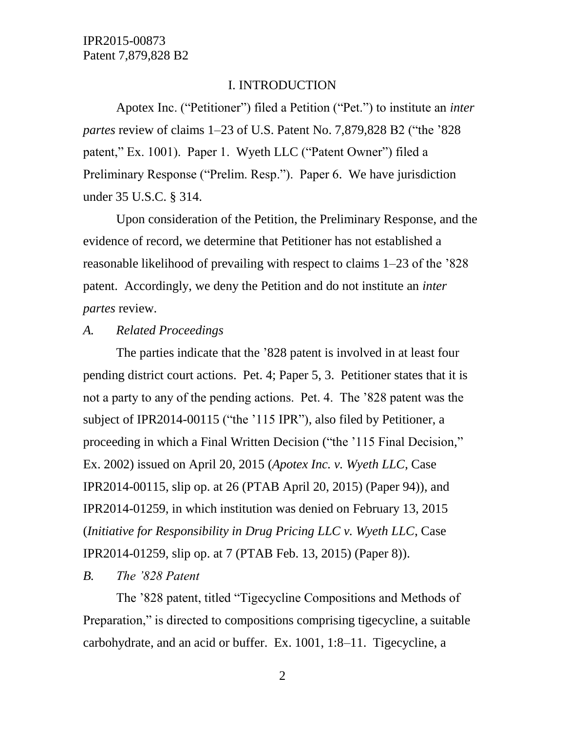# I. INTRODUCTION

Apotex Inc. ("Petitioner") filed a Petition ("Pet.") to institute an *inter partes* review of claims 1–23 of U.S. Patent No. 7,879,828 B2 ("the '828 patent," Ex. 1001). Paper 1. Wyeth LLC ("Patent Owner") filed a Preliminary Response ("Prelim. Resp."). Paper 6. We have jurisdiction under 35 U.S.C. § 314.

Upon consideration of the Petition, the Preliminary Response, and the evidence of record, we determine that Petitioner has not established a reasonable likelihood of prevailing with respect to claims 1–23 of the '828 patent. Accordingly, we deny the Petition and do not institute an *inter partes* review.

## *A. Related Proceedings*

The parties indicate that the '828 patent is involved in at least four pending district court actions. Pet. 4; Paper 5, 3. Petitioner states that it is not a party to any of the pending actions. Pet. 4. The '828 patent was the subject of IPR2014-00115 ("the '115 IPR"), also filed by Petitioner, a proceeding in which a Final Written Decision ("the '115 Final Decision," Ex. 2002) issued on April 20, 2015 (*Apotex Inc. v. Wyeth LLC*, Case IPR2014-00115, slip op. at 26 (PTAB April 20, 2015) (Paper 94)), and IPR2014-01259, in which institution was denied on February 13, 2015 (*Initiative for Responsibility in Drug Pricing LLC v. Wyeth LLC*, Case IPR2014-01259, slip op. at 7 (PTAB Feb. 13, 2015) (Paper 8)).

## *B. The '828 Patent*

The '828 patent, titled "Tigecycline Compositions and Methods of Preparation," is directed to compositions comprising tigecycline, a suitable carbohydrate, and an acid or buffer. Ex. 1001, 1:8–11. Tigecycline, a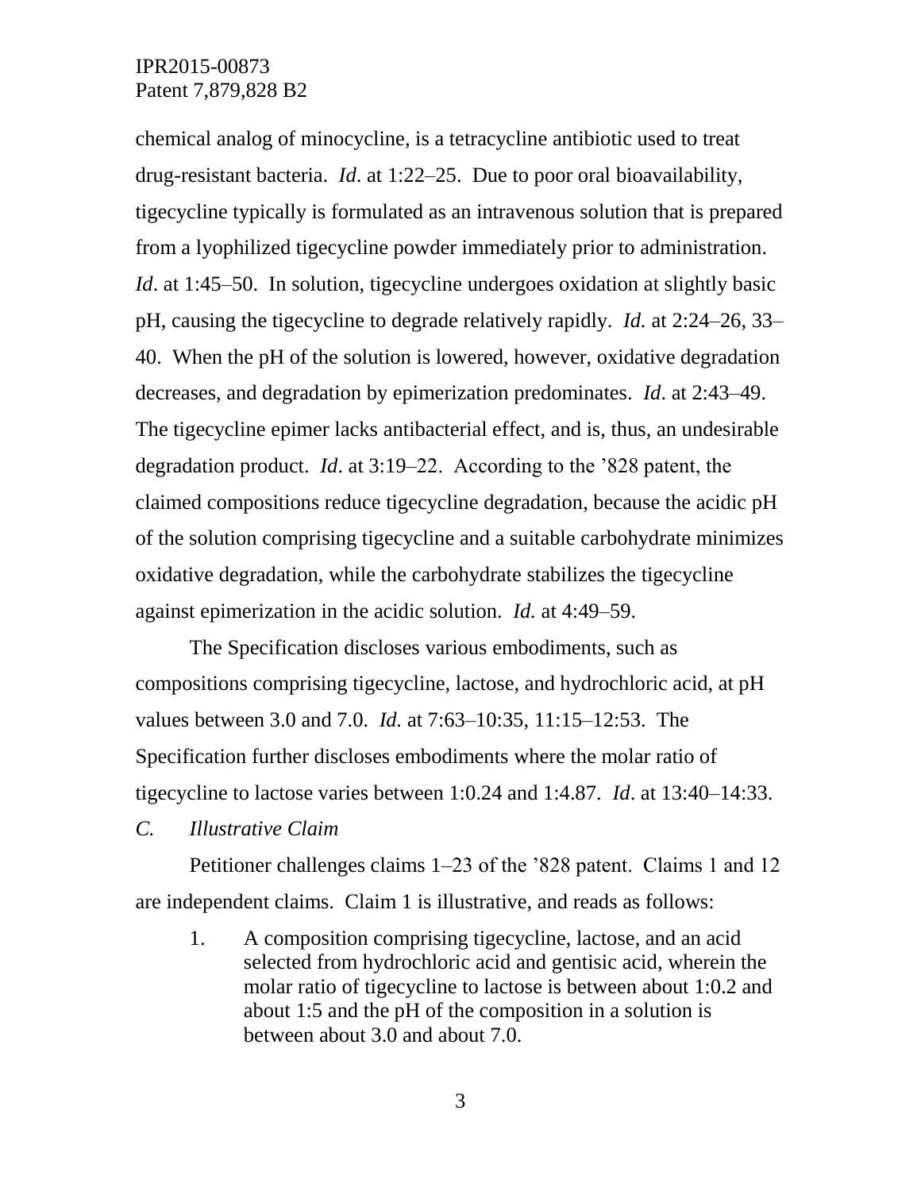chemical analog of minocycline, is a tetracycline antibiotic used to treat drug-resistant bacteria. *Id*. at 1:22–25. Due to poor oral bioavailability, tigecycline typically is formulated as an intravenous solution that is prepared from a lyophilized tigecycline powder immediately prior to administration. *Id*. at 1:45–50. In solution, tigecycline undergoes oxidation at slightly basic pH, causing the tigecycline to degrade relatively rapidly. *Id.* at 2:24–26, 33–40. When the pH of the solution is lowered, however, oxidative degradation decreases, and degradation by epimerization predominates. *Id*. at 2:43–49. The tigecycline epimer lacks antibacterial effect, and is, thus, an undesirable degradation product. *Id*. at 3:19–22. According to the '828 patent, the claimed compositions reduce tigecycline degradation, because the acidic pH of the solution comprising tigecycline and a suitable carbohydrate minimizes oxidative degradation, while the carbohydrate stabilizes the tigecycline against epimerization in the acidic solution. *Id.* at 4:49–59.

The Specification discloses various embodiments, such as compositions comprising tigecycline, lactose, and hydrochloric acid, at pH values between 3.0 and 7.0. *Id.* at 7:63–10:35, 11:15–12:53. The Specification further discloses embodiments where the molar ratio of tigecycline to lactose varies between 1:0.24 and 1:4.87. *Id*. at 13:40–14:33.

### *C. Illustrative Claim*

Petitioner challenges claims 1–23 of the '828 patent. Claims 1 and 12 are independent claims. Claim 1 is illustrative, and reads as follows:

> 1. A composition comprising tigecycline, lactose, and an acid selected from hydrochloric acid and gentisic acid, wherein the molar ratio of tigecycline to lactose is between about 1:0.2 and about 1:5 and the pH of the composition in a solution is between about 3.0 and about 7.0.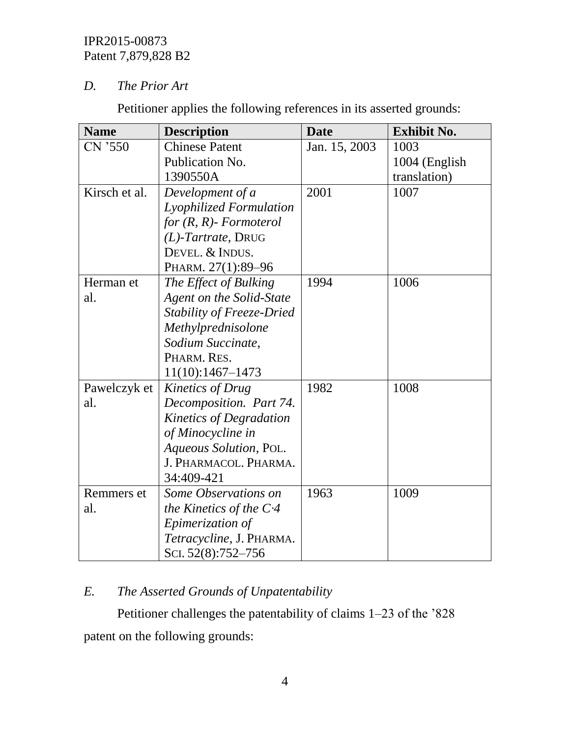### *D. The Prior Art*

Petitioner applies the following references in its asserted grounds:

| Name | Description | Date | Exhibit No. |
|---|---|---|---|
| CN ’550 | Chinese Patent Publication No. 1390550A | Jan. 15, 2003 | 1003<br>1004 (English translation) |
| Kirsch et al. | *Development of a Lyophilized Formulation for (R, R)- Formoterol (L)-Tartrate*, DRUG DEVEL. & INDUS. PHARM. 27(1):89–96 | 2001 | 1007 |
| Herman et al. | *The Effect of Bulking Agent on the Solid-State Stability of Freeze-Dried Methylprednisolone Sodium Succinate*, PHARM. RES. 11(10):1467–1473 | 1994 | 1006 |
| Pawelczyk et al. | *Kinetics of Drug Decomposition. Part 74. Kinetics of Degradation of Minocycline in Aqueous Solution*, POL. J. PHARMACOL. PHARMA. 34:409-421 | 1982 | 1008 |
| Remmers et al. | *Some Observations on the Kinetics of the C·4 Epimerization of Tetracycline*, J. PHARMA. SCI. 52(8):752–756 | 1963 | 1009 |

### *E. The Asserted Grounds of Unpatentability*

Petitioner challenges the patentability of claims 1–23 of the ’828 patent on the following grounds: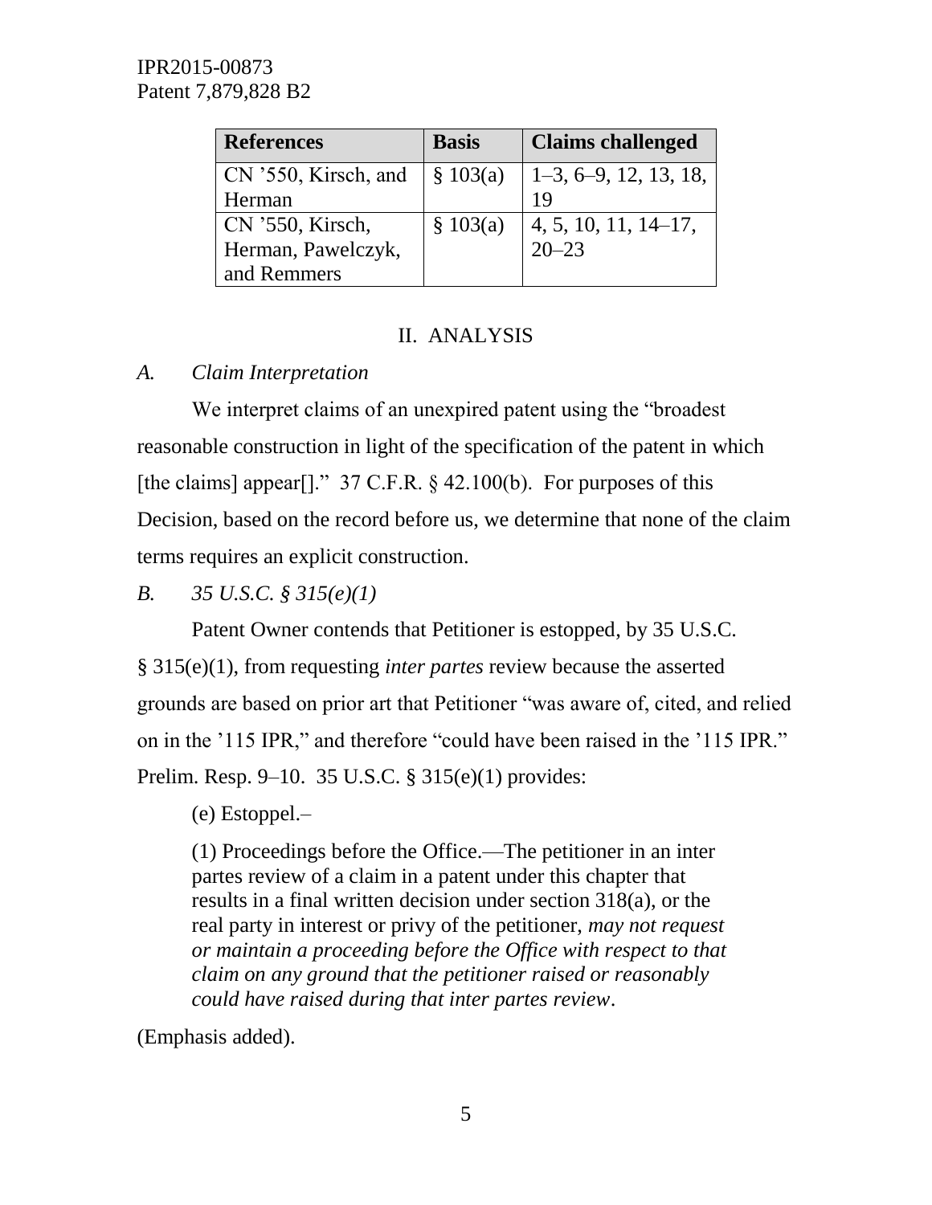| References | Basis | Claims challenged |
| --- | --- | --- |
| CN '550, Kirsch, and Herman | § 103(a) | 1–3, 6–9, 12, 13, 18, 19 |
| CN '550, Kirsch, Herman, Pawelczyk, and Remmers | § 103(a) | 4, 5, 10, 11, 14–17, 20–23 |

## II. ANALYSIS

### *A. Claim Interpretation*

We interpret claims of an unexpired patent using the "broadest reasonable construction in light of the specification of the patent in which [the claims] appear[]." 37 C.F.R. § 42.100(b). For purposes of this Decision, based on the record before us, we determine that none of the claim terms requires an explicit construction.

### *B. 35 U.S.C. § 315(e)(1)*

Patent Owner contends that Petitioner is estopped, by 35 U.S.C. § 315(e)(1), from requesting *inter partes* review because the asserted grounds are based on prior art that Petitioner "was aware of, cited, and relied on in the '115 IPR," and therefore "could have been raised in the '115 IPR." Prelim. Resp. 9–10. 35 U.S.C. § 315(e)(1) provides:

> (e) Estoppel.–
>
> (1) Proceedings before the Office.—The petitioner in an inter partes review of a claim in a patent under this chapter that results in a final written decision under section 318(a), or the real party in interest or privy of the petitioner, *may not request or maintain a proceeding before the Office with respect to that claim on any ground that the petitioner raised or reasonably could have raised during that inter partes review*.

(Emphasis added).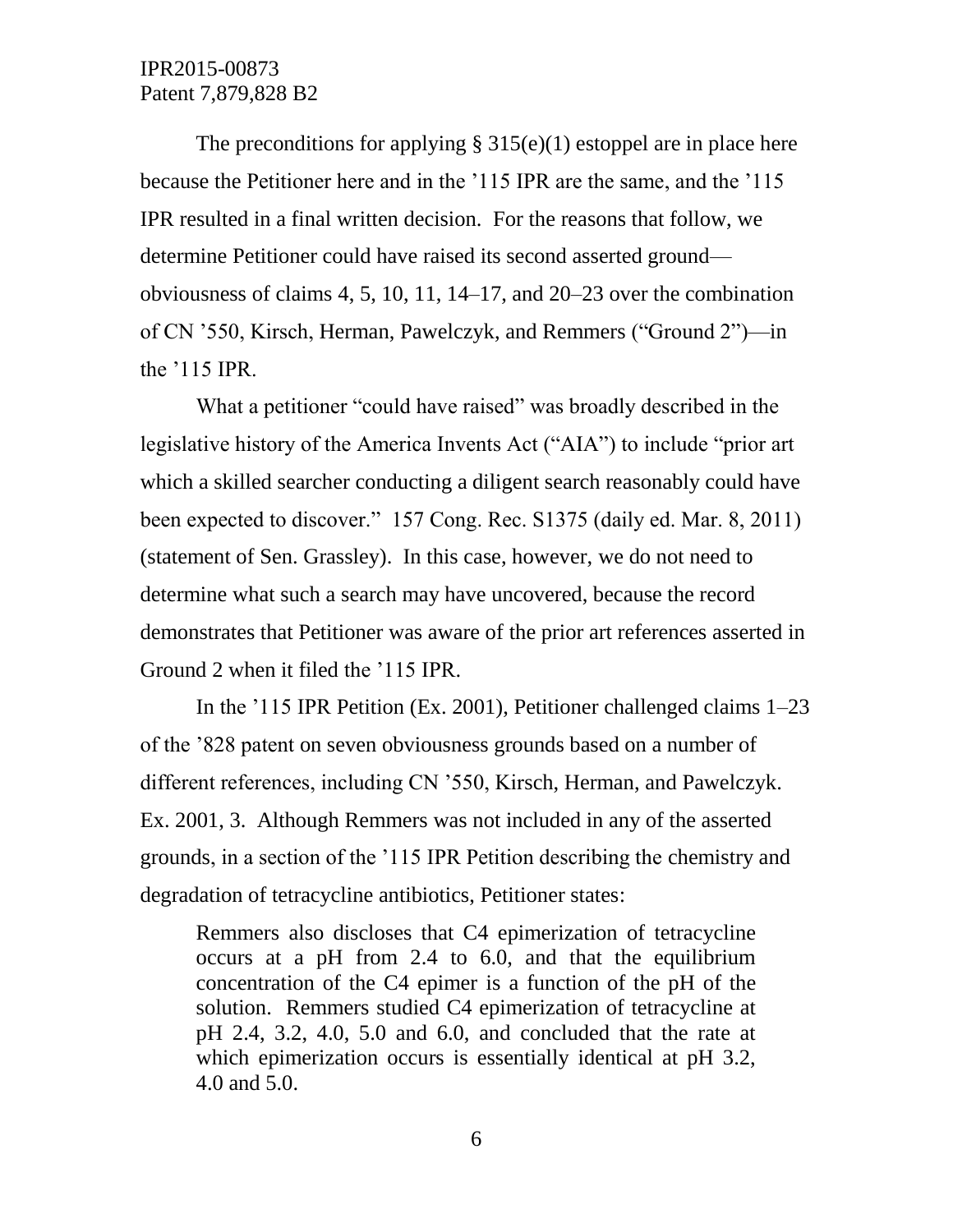The preconditions for applying § 315(e)(1) estoppel are in place here because the Petitioner here and in the ’115 IPR are the same, and the ’115 IPR resulted in a final written decision. For the reasons that follow, we determine Petitioner could have raised its second asserted ground—obviousness of claims 4, 5, 10, 11, 14–17, and 20–23 over the combination of CN ’550, Kirsch, Herman, Pawelczyk, and Remmers (“Ground 2”)—in the ’115 IPR.

What a petitioner “could have raised” was broadly described in the legislative history of the America Invents Act (“AIA”) to include “prior art which a skilled searcher conducting a diligent search reasonably could have been expected to discover.” 157 Cong. Rec. S1375 (daily ed. Mar. 8, 2011) (statement of Sen. Grassley). In this case, however, we do not need to determine what such a search may have uncovered, because the record demonstrates that Petitioner was aware of the prior art references asserted in Ground 2 when it filed the ’115 IPR.

In the ’115 IPR Petition (Ex. 2001), Petitioner challenged claims 1–23 of the ’828 patent on seven obviousness grounds based on a number of different references, including CN ’550, Kirsch, Herman, and Pawelczyk. Ex. 2001, 3. Although Remmers was not included in any of the asserted grounds, in a section of the ’115 IPR Petition describing the chemistry and degradation of tetracycline antibiotics, Petitioner states:

> Remmers also discloses that C4 epimerization of tetracycline occurs at a pH from 2.4 to 6.0, and that the equilibrium concentration of the C4 epimer is a function of the pH of the solution. Remmers studied C4 epimerization of tetracycline at pH 2.4, 3.2, 4.0, 5.0 and 6.0, and concluded that the rate at which epimerization occurs is essentially identical at pH 3.2, 4.0 and 5.0.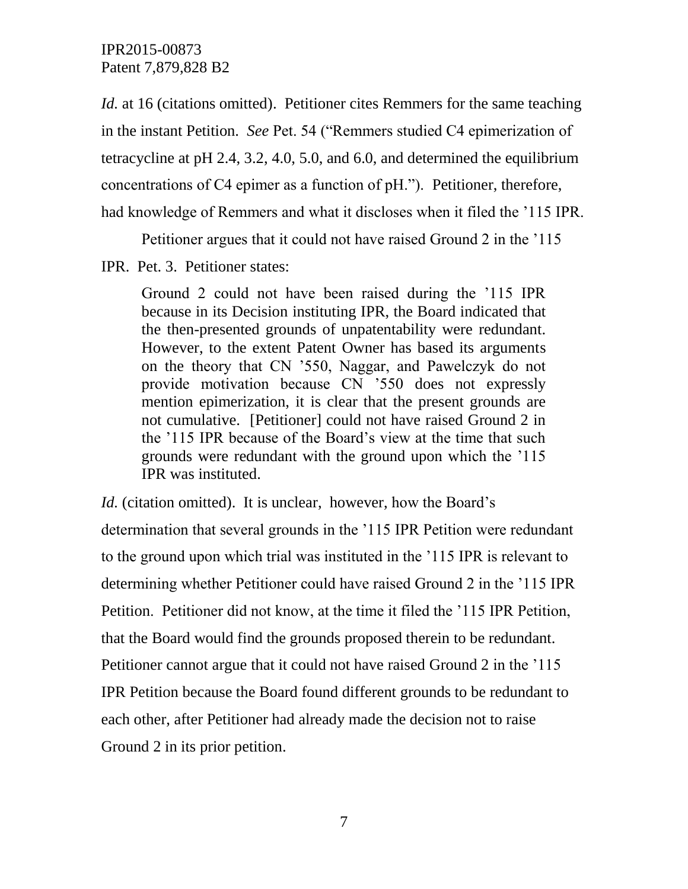*Id.* at 16 (citations omitted). Petitioner cites Remmers for the same teaching in the instant Petition. *See* Pet. 54 ("Remmers studied C4 epimerization of tetracycline at pH 2.4, 3.2, 4.0, 5.0, and 6.0, and determined the equilibrium concentrations of C4 epimer as a function of pH."). Petitioner, therefore, had knowledge of Remmers and what it discloses when it filed the '115 IPR.

Petitioner argues that it could not have raised Ground 2 in the '115 IPR. Pet. 3. Petitioner states:

> Ground 2 could not have been raised during the '115 IPR because in its Decision instituting IPR, the Board indicated that the then-presented grounds of unpatentability were redundant. However, to the extent Patent Owner has based its arguments on the theory that CN '550, Naggar, and Pawelczyk do not provide motivation because CN '550 does not expressly mention epimerization, it is clear that the present grounds are not cumulative. [Petitioner] could not have raised Ground 2 in the '115 IPR because of the Board's view at the time that such grounds were redundant with the ground upon which the '115 IPR was instituted.

*Id.* (citation omitted). It is unclear, however, how the Board's determination that several grounds in the '115 IPR Petition were redundant to the ground upon which trial was instituted in the '115 IPR is relevant to determining whether Petitioner could have raised Ground 2 in the '115 IPR Petition. Petitioner did not know, at the time it filed the '115 IPR Petition, that the Board would find the grounds proposed therein to be redundant. Petitioner cannot argue that it could not have raised Ground 2 in the '115 IPR Petition because the Board found different grounds to be redundant to each other, after Petitioner had already made the decision not to raise Ground 2 in its prior petition.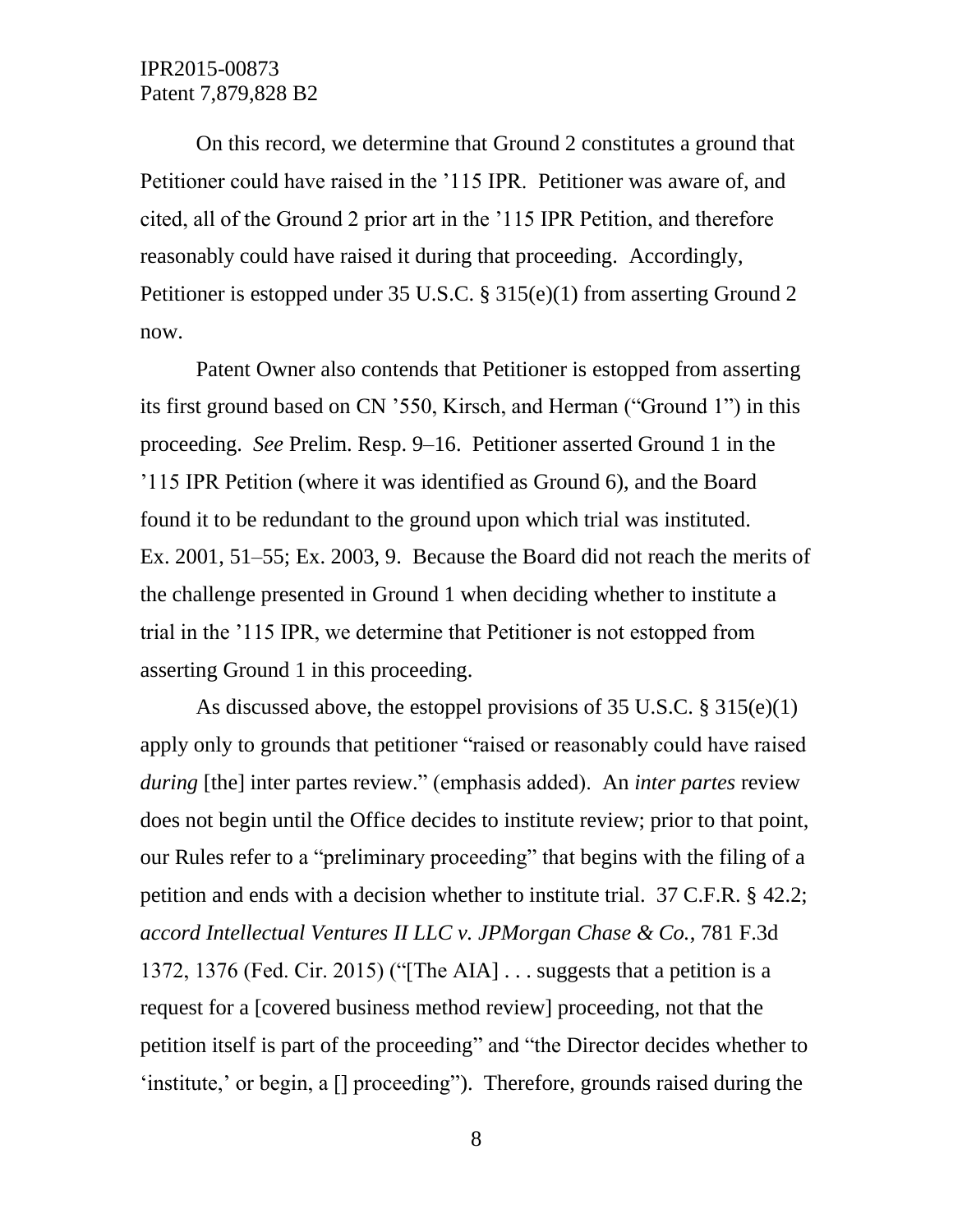On this record, we determine that Ground 2 constitutes a ground that Petitioner could have raised in the ’115 IPR. Petitioner was aware of, and cited, all of the Ground 2 prior art in the ’115 IPR Petition, and therefore reasonably could have raised it during that proceeding. Accordingly, Petitioner is estopped under 35 U.S.C. § 315(e)(1) from asserting Ground 2 now.

Patent Owner also contends that Petitioner is estopped from asserting its first ground based on CN ’550, Kirsch, and Herman (“Ground 1”) in this proceeding. *See* Prelim. Resp. 9–16. Petitioner asserted Ground 1 in the ’115 IPR Petition (where it was identified as Ground 6), and the Board found it to be redundant to the ground upon which trial was instituted. Ex. 2001, 51–55; Ex. 2003, 9. Because the Board did not reach the merits of the challenge presented in Ground 1 when deciding whether to institute a trial in the ’115 IPR, we determine that Petitioner is not estopped from asserting Ground 1 in this proceeding.

As discussed above, the estoppel provisions of 35 U.S.C. § 315(e)(1) apply only to grounds that petitioner “raised or reasonably could have raised *during* [the] inter partes review.” (emphasis added). An *inter partes* review does not begin until the Office decides to institute review; prior to that point, our Rules refer to a “preliminary proceeding” that begins with the filing of a petition and ends with a decision whether to institute trial. 37 C.F.R. § 42.2; *accord Intellectual Ventures II LLC v. JPMorgan Chase & Co.*, 781 F.3d 1372, 1376 (Fed. Cir. 2015) (“[The AIA] . . . suggests that a petition is a request for a [covered business method review] proceeding, not that the petition itself is part of the proceeding” and “the Director decides whether to ‘institute,’ or begin, a [] proceeding”). Therefore, grounds raised during the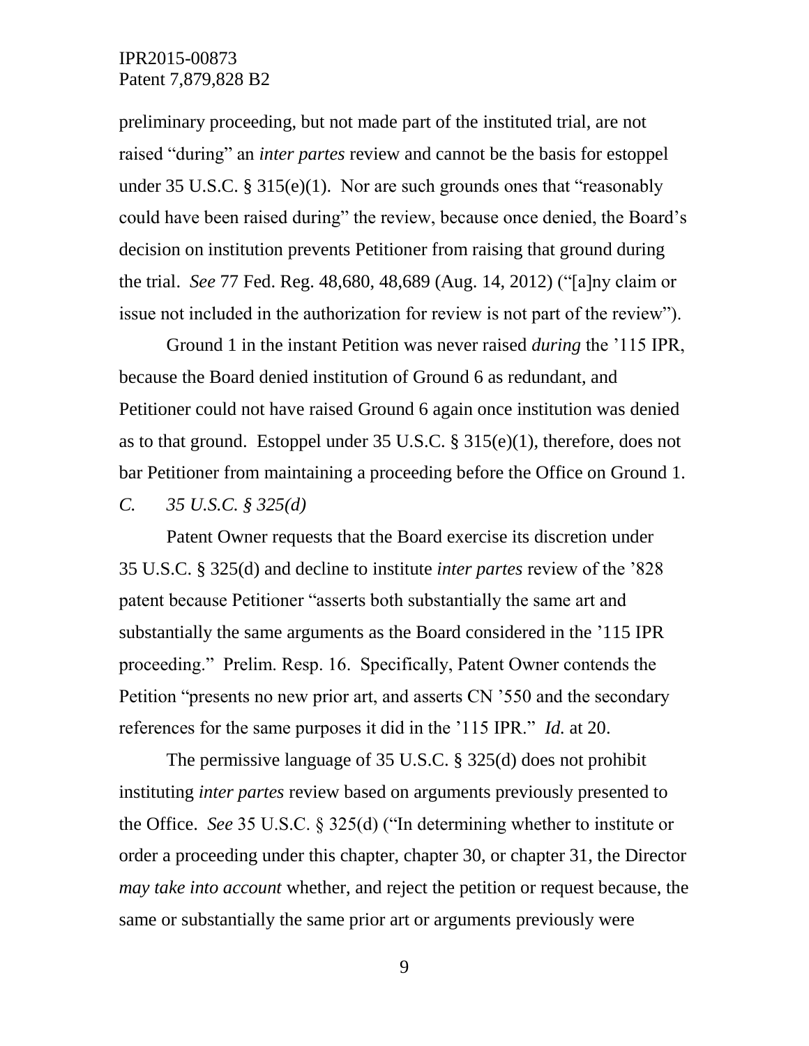preliminary proceeding, but not made part of the instituted trial, are not raised "during" an *inter partes* review and cannot be the basis for estoppel under 35 U.S.C. § 315(e)(1). Nor are such grounds ones that "reasonably could have been raised during" the review, because once denied, the Board's decision on institution prevents Petitioner from raising that ground during the trial. *See* 77 Fed. Reg. 48,680, 48,689 (Aug. 14, 2012) ("[a]ny claim or issue not included in the authorization for review is not part of the review").

Ground 1 in the instant Petition was never raised *during* the '115 IPR, because the Board denied institution of Ground 6 as redundant, and Petitioner could not have raised Ground 6 again once institution was denied as to that ground. Estoppel under 35 U.S.C. § 315(e)(1), therefore, does not bar Petitioner from maintaining a proceeding before the Office on Ground 1.

*C. 35 U.S.C. § 325(d)*

Patent Owner requests that the Board exercise its discretion under 35 U.S.C. § 325(d) and decline to institute *inter partes* review of the '828 patent because Petitioner "asserts both substantially the same art and substantially the same arguments as the Board considered in the '115 IPR proceeding." Prelim. Resp. 16. Specifically, Patent Owner contends the Petition "presents no new prior art, and asserts CN '550 and the secondary references for the same purposes it did in the '115 IPR." *Id.* at 20.

The permissive language of 35 U.S.C. § 325(d) does not prohibit instituting *inter partes* review based on arguments previously presented to the Office. *See* 35 U.S.C. § 325(d) ("In determining whether to institute or order a proceeding under this chapter, chapter 30, or chapter 31, the Director *may take into account* whether, and reject the petition or request because, the same or substantially the same prior art or arguments previously were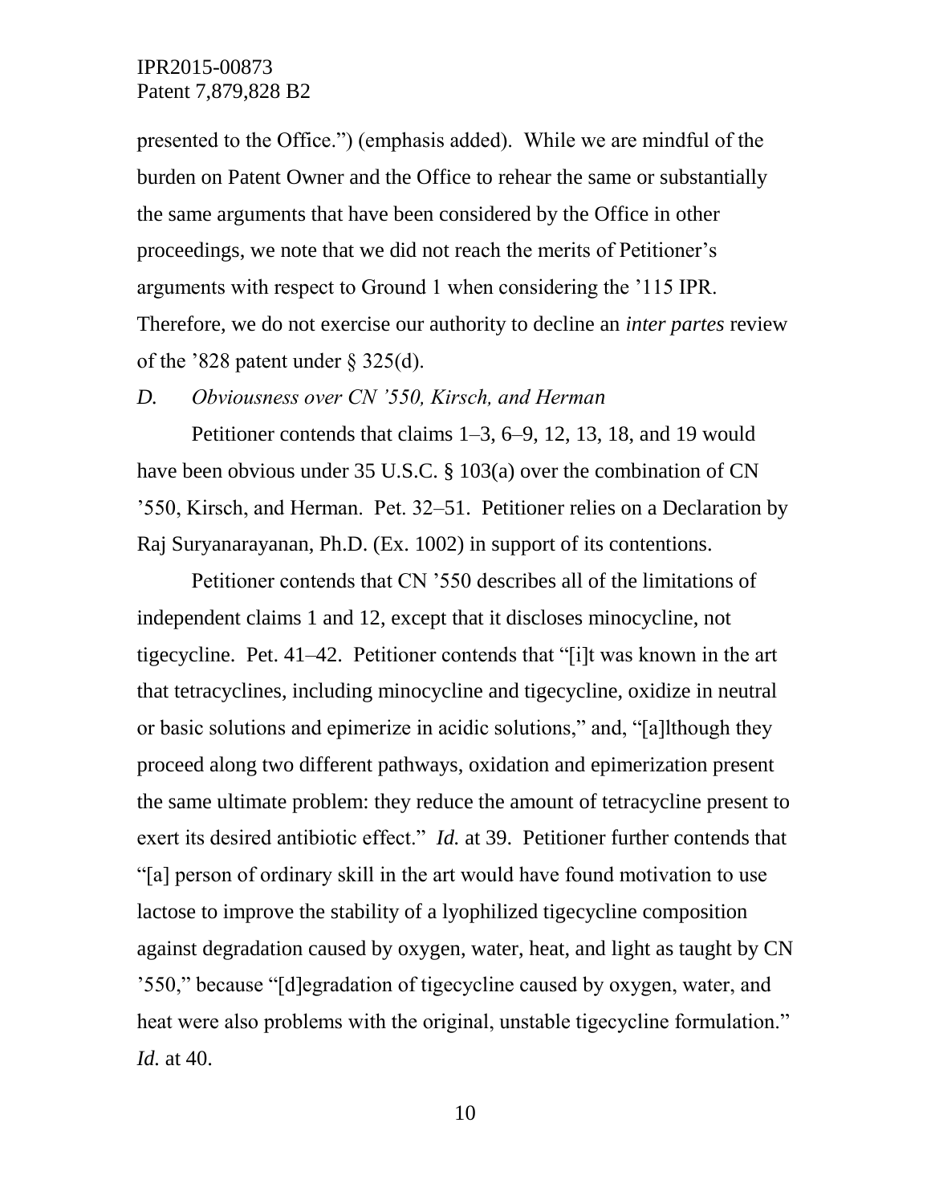presented to the Office.") (emphasis added). While we are mindful of the burden on Patent Owner and the Office to rehear the same or substantially the same arguments that have been considered by the Office in other proceedings, we note that we did not reach the merits of Petitioner's arguments with respect to Ground 1 when considering the '115 IPR. Therefore, we do not exercise our authority to decline an *inter partes* review of the '828 patent under § 325(d).

*D. Obviousness over CN '550, Kirsch, and Herman*

Petitioner contends that claims 1–3, 6–9, 12, 13, 18, and 19 would have been obvious under 35 U.S.C. § 103(a) over the combination of CN '550, Kirsch, and Herman. Pet. 32–51. Petitioner relies on a Declaration by Raj Suryanarayanan, Ph.D. (Ex. 1002) in support of its contentions.

Petitioner contends that CN '550 describes all of the limitations of independent claims 1 and 12, except that it discloses minocycline, not tigecycline. Pet. 41–42. Petitioner contends that "[i]t was known in the art that tetracyclines, including minocycline and tigecycline, oxidize in neutral or basic solutions and epimerize in acidic solutions," and, "[a]lthough they proceed along two different pathways, oxidation and epimerization present the same ultimate problem: they reduce the amount of tetracycline present to exert its desired antibiotic effect." *Id.* at 39. Petitioner further contends that "[a] person of ordinary skill in the art would have found motivation to use lactose to improve the stability of a lyophilized tigecycline composition against degradation caused by oxygen, water, heat, and light as taught by CN '550," because "[d]egradation of tigecycline caused by oxygen, water, and heat were also problems with the original, unstable tigecycline formulation." *Id.* at 40.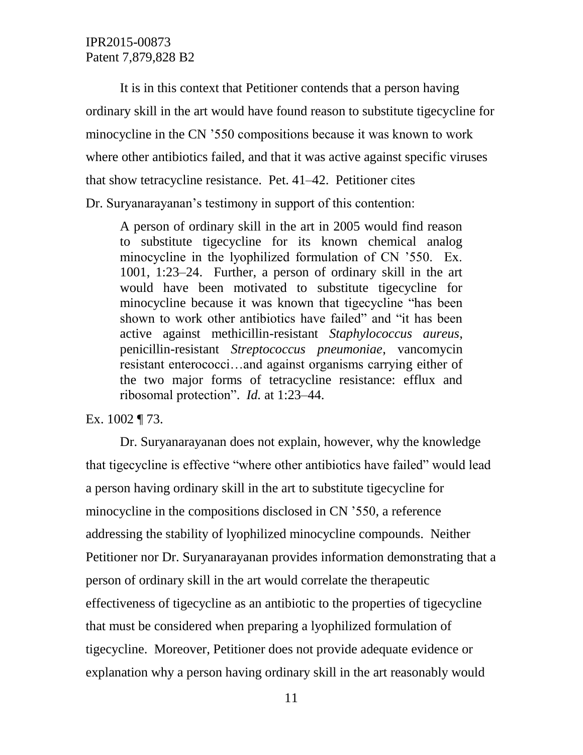It is in this context that Petitioner contends that a person having ordinary skill in the art would have found reason to substitute tigecycline for minocycline in the CN '550 compositions because it was known to work where other antibiotics failed, and that it was active against specific viruses that show tetracycline resistance. Pet. 41–42. Petitioner cites Dr. Suryanarayanan's testimony in support of this contention:

> A person of ordinary skill in the art in 2005 would find reason to substitute tigecycline for its known chemical analog minocycline in the lyophilized formulation of CN '550. Ex. 1001, 1:23–24. Further, a person of ordinary skill in the art would have been motivated to substitute tigecycline for minocycline because it was known that tigecycline "has been shown to work other antibiotics have failed" and "it has been active against methicillin-resistant *Staphylococcus aureus*, penicillin-resistant *Streptococcus pneumoniae*, vancomycin resistant enterococci…and against organisms carrying either of the two major forms of tetracycline resistance: efflux and ribosomal protection". *Id.* at 1:23–44.

Ex. 1002 ¶ 73.

Dr. Suryanarayanan does not explain, however, why the knowledge that tigecycline is effective "where other antibiotics have failed" would lead a person having ordinary skill in the art to substitute tigecycline for minocycline in the compositions disclosed in CN '550, a reference addressing the stability of lyophilized minocycline compounds. Neither Petitioner nor Dr. Suryanarayanan provides information demonstrating that a person of ordinary skill in the art would correlate the therapeutic effectiveness of tigecycline as an antibiotic to the properties of tigecycline that must be considered when preparing a lyophilized formulation of tigecycline. Moreover, Petitioner does not provide adequate evidence or explanation why a person having ordinary skill in the art reasonably would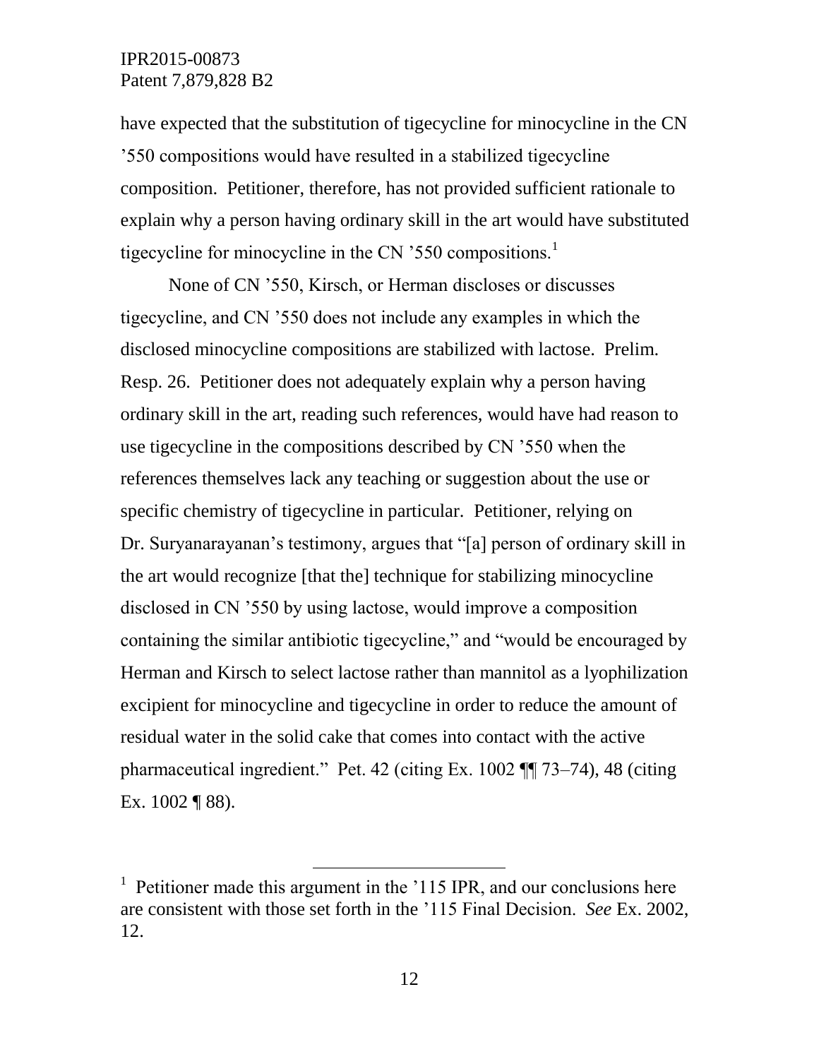have expected that the substitution of tigecycline for minocycline in the CN ’550 compositions would have resulted in a stabilized tigecycline composition. Petitioner, therefore, has not provided sufficient rationale to explain why a person having ordinary skill in the art would have substituted tigecycline for minocycline in the CN ’550 compositions.[1]

None of CN ’550, Kirsch, or Herman discloses or discusses tigecycline, and CN ’550 does not include any examples in which the disclosed minocycline compositions are stabilized with lactose. Prelim. Resp. 26. Petitioner does not adequately explain why a person having ordinary skill in the art, reading such references, would have had reason to use tigecycline in the compositions described by CN ’550 when the references themselves lack any teaching or suggestion about the use or specific chemistry of tigecycline in particular. Petitioner, relying on Dr. Suryanarayanan’s testimony, argues that “[a] person of ordinary skill in the art would recognize [that the] technique for stabilizing minocycline disclosed in CN ’550 by using lactose, would improve a composition containing the similar antibiotic tigecycline,” and “would be encouraged by Herman and Kirsch to select lactose rather than mannitol as a lyophilization excipient for minocycline and tigecycline in order to reduce the amount of residual water in the solid cake that comes into contact with the active pharmaceutical ingredient.” Pet. 42 (citing Ex. 1002 ¶¶ 73–74), 48 (citing Ex. 1002 ¶ 88).

---

[1] Petitioner made this argument in the ’115 IPR, and our conclusions here are consistent with those set forth in the ’115 Final Decision. *See* Ex. 2002, 12.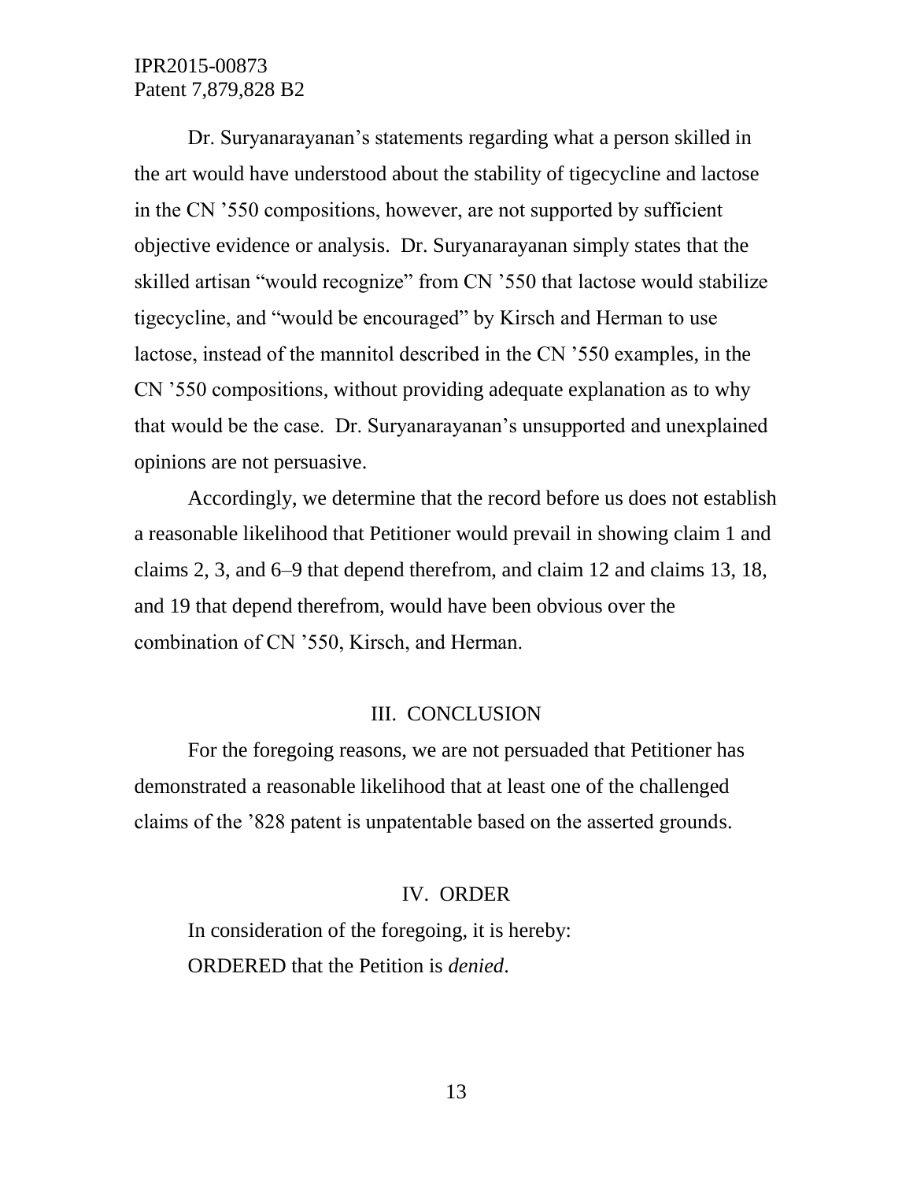Dr. Suryanarayanan's statements regarding what a person skilled in the art would have understood about the stability of tigecycline and lactose in the CN '550 compositions, however, are not supported by sufficient objective evidence or analysis. Dr. Suryanarayanan simply states that the skilled artisan "would recognize" from CN '550 that lactose would stabilize tigecycline, and "would be encouraged" by Kirsch and Herman to use lactose, instead of the mannitol described in the CN '550 examples, in the CN '550 compositions, without providing adequate explanation as to why that would be the case. Dr. Suryanarayanan's unsupported and unexplained opinions are not persuasive.

Accordingly, we determine that the record before us does not establish a reasonable likelihood that Petitioner would prevail in showing claim 1 and claims 2, 3, and 6–9 that depend therefrom, and claim 12 and claims 13, 18, and 19 that depend therefrom, would have been obvious over the combination of CN '550, Kirsch, and Herman.

## III. CONCLUSION

For the foregoing reasons, we are not persuaded that Petitioner has demonstrated a reasonable likelihood that at least one of the challenged claims of the '828 patent is unpatentable based on the asserted grounds.

## IV. ORDER

In consideration of the foregoing, it is hereby:

ORDERED that the Petition is *denied*.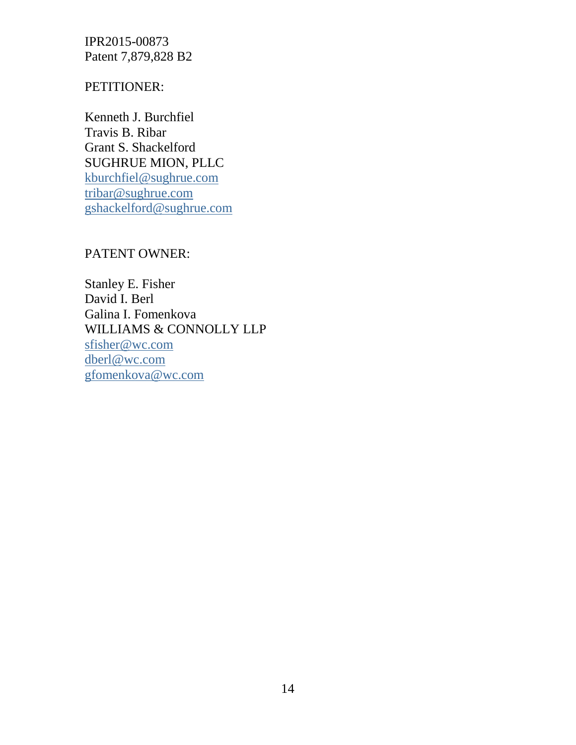IPR2015-00873
Patent 7,879,828 B2

PETITIONER:

Kenneth J. Burchfiel
Travis B. Ribar
Grant S. Shackelford
SUGHRUE MION, PLLC
kburchfiel@sughrue.com
tribar@sughrue.com
gshackelford@sughrue.com

PATENT OWNER:

Stanley E. Fisher
David I. Berl
Galina I. Fomenkova
WILLIAMS & CONNOLLY LLP
sfisher@wc.com
dberl@wc.com
gfomenkova@wc.com